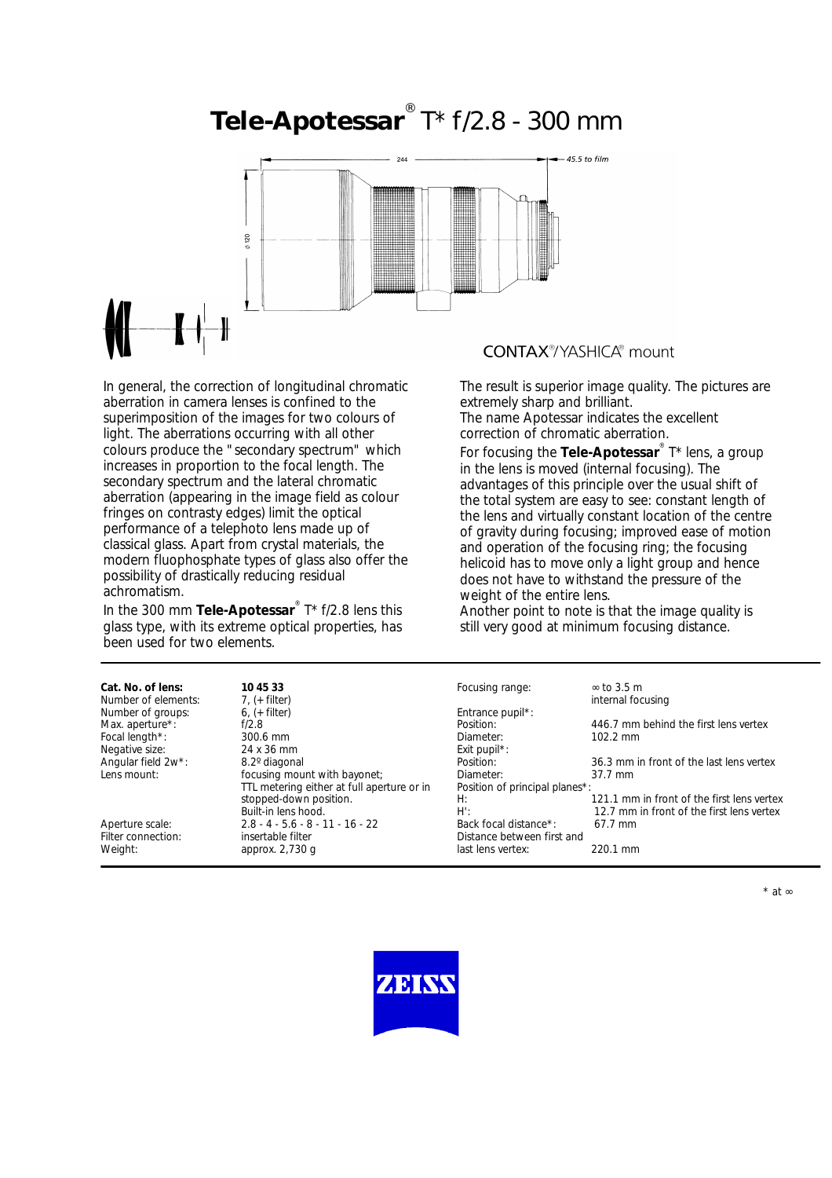# **Tele-Apotessar**® T* f/2.8 - 300 mm

CONTAX®/YASHICA® mount

In general, the correction of longitudinal chromatic aberration in camera lenses is confined to the superimposition of the images for two colours of light. The aberrations occurring with all other colours produce the "secondary spectrum" which increases in proportion to the focal length. The secondary spectrum and the lateral chromatic aberration (appearing in the image field as colour fringes on contrasty edges) limit the optical performance of a telephoto lens made up of classical glass. Apart from crystal materials, the modern fluophosphate types of glass also offer the possibility of drastically reducing residual achromatism.

In the 300 mm **Tele-Apotessar**® T* f/2.8 lens this glass type, with its extreme optical properties, has been used for two elements.

The result is superior image quality. The pictures are extremely sharp and brilliant.
The name Apotessar indicates the excellent correction of chromatic aberration.

For focusing the **Tele-Apotessar**® T* lens, a group in the lens is moved (internal focusing). The advantages of this principle over the usual shift of the total system are easy to see: constant length of the lens and virtually constant location of the centre of gravity during focusing; improved ease of motion and operation of the focusing ring; the focusing helicoid has to move only a light group and hence does not have to withstand the pressure of the weight of the entire lens.
Another point to note is that the image quality is still very good at minimum focusing distance.

| | |
|---|---|
| **Cat. No. of lens:** | **10 45 33** |
| Number of elements: | 7, (+ filter) |
| Number of groups: | 6, (+ filter) |
| Max. aperture*: | f/2.8 |
| Focal length*: | 300.6 mm |
| Negative size: | 24 x 36 mm |
| Angular field 2w*: | 8.2º diagonal |
| Lens mount: | focusing mount with bayonet; TTL metering either at full aperture or in stopped-down position. Built-in lens hood. |
| Aperture scale: | 2.8 - 4 - 5.6 - 8 - 11 - 16 - 22 |
| Filter connection: | insertable filter |
| Weight: | approx. 2,730 g |

| | |
|---|---|
| Focusing range: | ∞ to 3.5 m internal focusing |
| Entrance pupil*: | |
| Position: | 446.7 mm behind the first lens vertex |
| Diameter: | 102.2 mm |
| Exit pupil*: | |
| Position: | 36.3 mm in front of the last lens vertex |
| Diameter: | 37.7 mm |
| Position of principal planes*: | |
| H: | 121.1 mm in front of the first lens vertex |
| H': | 12.7 mm in front of the first lens vertex |
| Back focal distance*: | 67.7 mm |
| Distance between first and last lens vertex: | 220.1 mm |

\* at ∞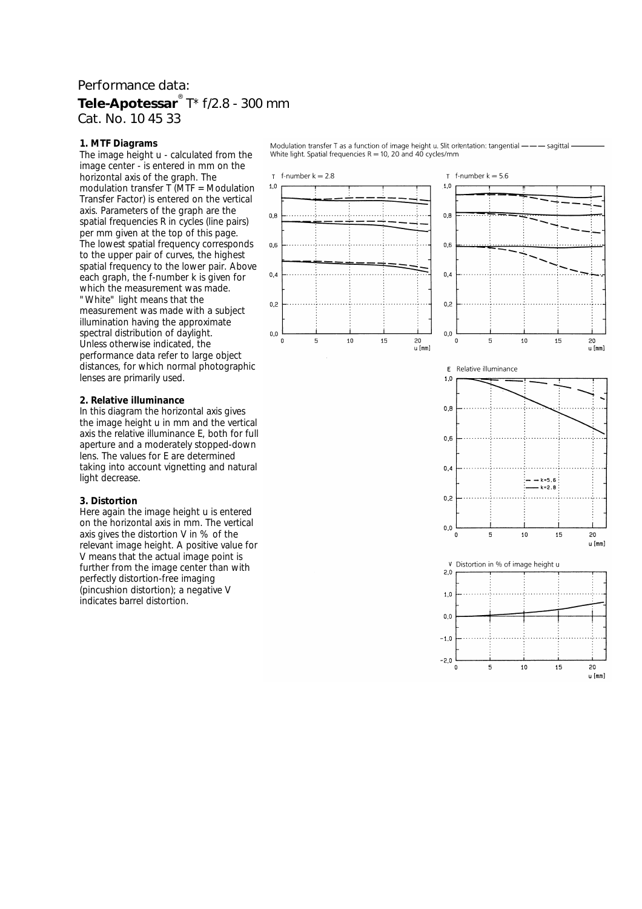# Performance data:

## **Tele-Apotessar**® T* f/2.8 - 300 mm

Cat. No. 10 45 33

**1. MTF Diagrams**

The image height u - calculated from the image center - is entered in mm on the horizontal axis of the graph. The modulation transfer T (MTF = Modulation Transfer Factor) is entered on the vertical axis. Parameters of the graph are the spatial frequencies R in cycles (line pairs) per mm given at the top of this page. The lowest spatial frequency corresponds to the upper pair of curves, the highest spatial frequency to the lower pair. Above each graph, the f-number k is given for which the measurement was made. "White" light means that the measurement was made with a subject illumination having the approximate spectral distribution of daylight. Unless otherwise indicated, the performance data refer to large object distances, for which normal photographic lenses are primarily used.

**2. Relative illuminance**

In this diagram the horizontal axis gives the image height u in mm and the vertical axis the relative illuminance E, both for full aperture and a moderately stopped-down lens. The values for E are determined taking into account vignetting and natural light decrease.

**3. Distortion**

Here again the image height u is entered on the horizontal axis in mm. The vertical axis gives the distortion V in % of the relevant image height. A positive value for V means that the actual image point is further from the image center than with perfectly distortion-free imaging (pincushion distortion); a negative V indicates barrel distortion.

Modulation transfer T as a function of image height u. Slit orientation: tangential – – – sagittal ——
White light. Spatial frequencies R = 10, 20 and 40 cycles/mm

T f-number k = 2.8

T f-number k = 5.6

E Relative illuminance

V Distortion in % of image height u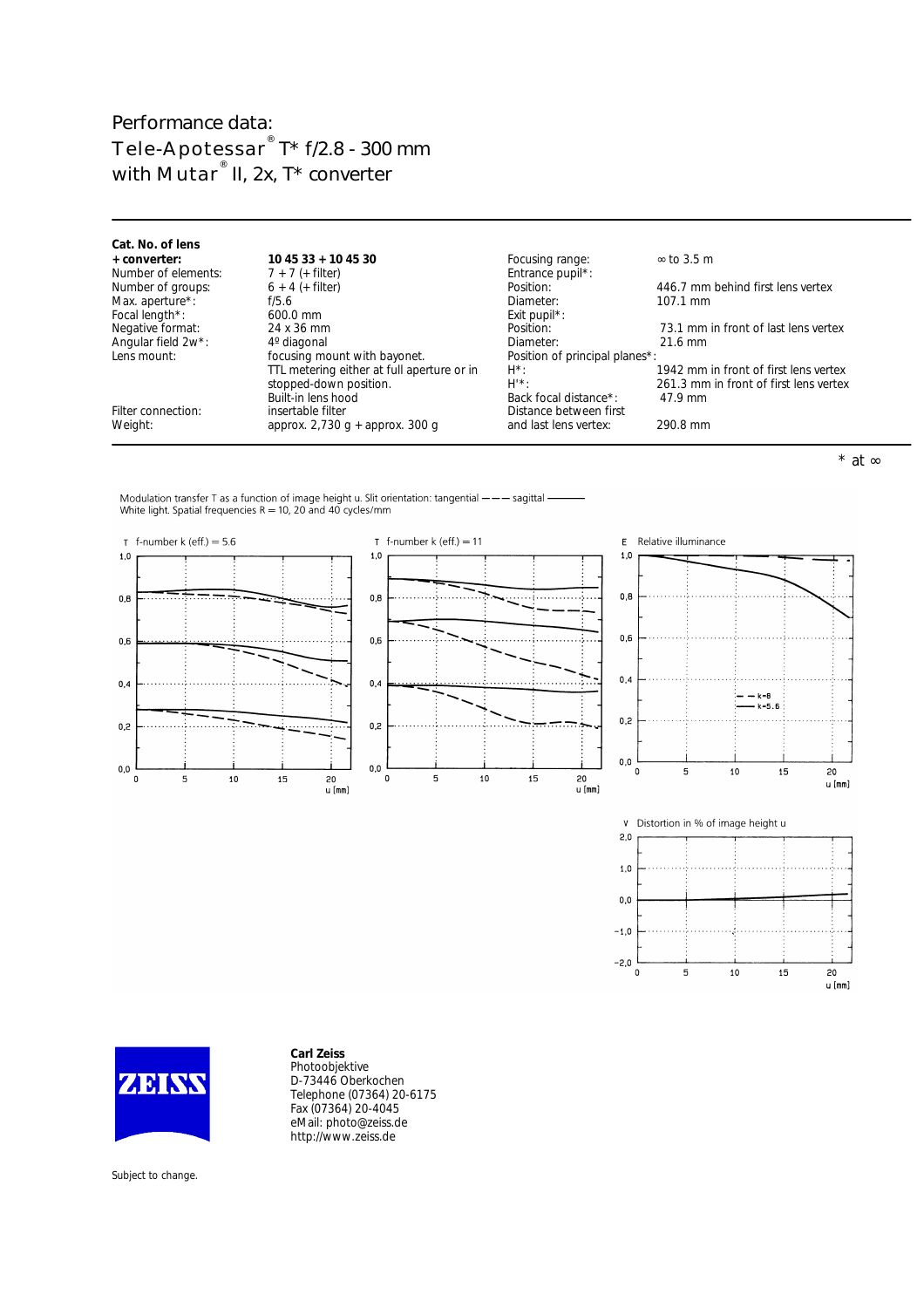# Performance data:
## Tele-Apotessar® T* f/2.8 - 300 mm with Mutar® II, 2x, T* converter

| | | | |
|---|---|---|---|
| **Cat. No. of lens + converter:** | **10 45 33 + 10 45 30** | Focusing range: | ∞ to 3.5 m |
| Number of elements: | 7 + 7 (+ filter) | Entrance pupil*: | |
| Number of groups: | 6 + 4 (+ filter) | Position: | 446.7 mm behind first lens vertex |
| Max. aperture*: | f/5.6 | Diameter: | 107.1 mm |
| Focal length*: | 600.0 mm | Exit pupil*: | |
| Negative format: | 24 x 36 mm | Position: | 73.1 mm in front of last lens vertex |
| Angular field 2w*: | 4º diagonal | Diameter: | 21.6 mm |
| Lens mount: | focusing mount with bayonet. TTL metering either at full aperture or in stopped-down position. Built-in lens hood | Position of principal planes*: | |
| | | H*: | 1942 mm in front of first lens vertex |
| | | H'*: | 261.3 mm in front of first lens vertex |
| | | Back focal distance*: | 47.9 mm |
| Filter connection: | insertable filter | Distance between first and last lens vertex: | 290.8 mm |
| Weight: | approx. 2,730 g + approx. 300 g | | |

\* at ∞

Modulation transfer T as a function of image height u. Slit orientation: tangential — — — sagittal ———
White light. Spatial frequencies R = 10, 20 and 40 cycles/mm

T f-number k (eff.) = 5.6
1,0
0,8
0,6
0,4
0,2
0,0
0 5 10 15 20
u [mm]

T f-number k (eff.) = 11
1,0
0,8
0,6
0,4
0,2
0,0
0 5 10 15 20
u [mm]

E Relative illuminance
1,0
0,8
0,6
0,4
0,2
0,0
0 5 10 15 20
u [mm]
k=8
k=5.6

V Distortion in % of image height u
2,0
1,0
0,0
-1,0
-2,0
0 5 10 15 20
u [mm]

**Carl Zeiss**
Photoobjektive
D-73446 Oberkochen
Telephone (07364) 20-6175
Fax (07364) 20-4045
eMail: photo@zeiss.de
http://www.zeiss.de

Subject to change.